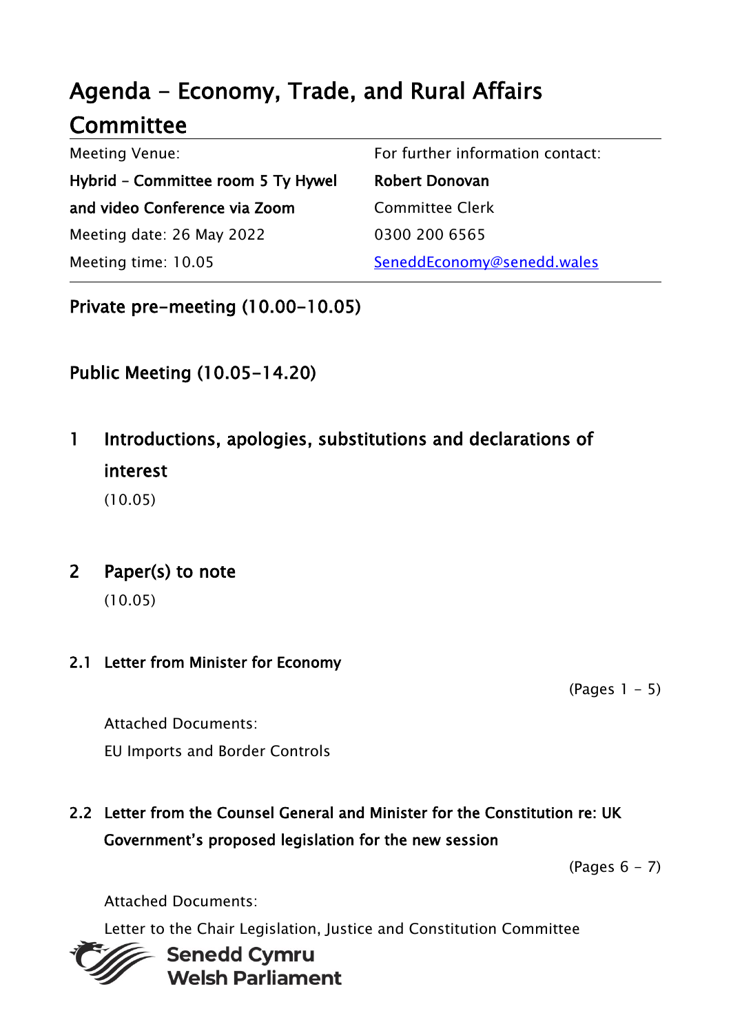# Agenda - Economy, Trade, and Rural Affairs Committee

| Meeting Venue: | For further information contact: |
| --- | --- |
| **Hybrid – Committee room 5 Ty Hywel and video Conference via Zoom** | **Robert Donovan** |
| | Committee Clerk |
| Meeting date: 26 May 2022 | 0300 200 6565 |
| Meeting time: 10.05 | SeneddEconomy@senedd.wales |

## Private pre-meeting (10.00-10.05)

## Public Meeting (10.05-14.20)

## 1 Introductions, apologies, substitutions and declarations of interest

(10.05)

## 2 Paper(s) to note

(10.05)

### 2.1 Letter from Minister for Economy

(Pages 1 - 5)

Attached Documents:

EU Imports and Border Controls

### 2.2 Letter from the Counsel General and Minister for the Constitution re: UK Government's proposed legislation for the new session

(Pages 6 - 7)

Attached Documents:

Letter to the Chair Legislation, Justice and Constitution Committee

Senedd Cymru
Welsh Parliament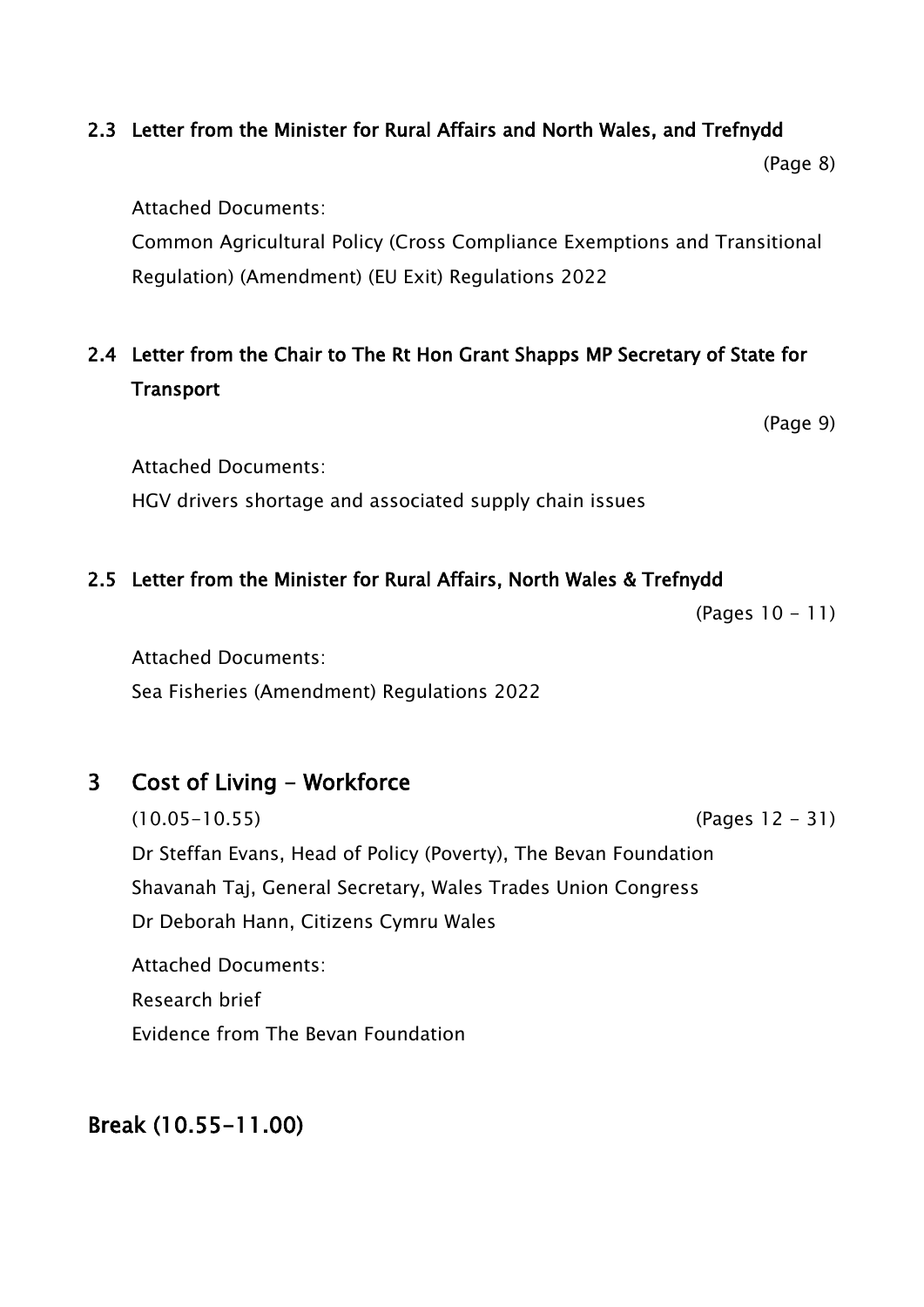### 2.3 Letter from the Minister for Rural Affairs and North Wales, and Trefnydd

(Page 8)

Attached Documents:

Common Agricultural Policy (Cross Compliance Exemptions and Transitional Regulation) (Amendment) (EU Exit) Regulations 2022

### 2.4 Letter from the Chair to The Rt Hon Grant Shapps MP Secretary of State for Transport

(Page 9)

Attached Documents:

HGV drivers shortage and associated supply chain issues

### 2.5 Letter from the Minister for Rural Affairs, North Wales & Trefnydd

(Pages 10 - 11)

Attached Documents:

Sea Fisheries (Amendment) Regulations 2022

## 3 Cost of Living - Workforce

(10.05-10.55) (Pages 12 - 31)

Dr Steffan Evans, Head of Policy (Poverty), The Bevan Foundation

Shavanah Taj, General Secretary, Wales Trades Union Congress

Dr Deborah Hann, Citizens Cymru Wales

Attached Documents:

Research brief

Evidence from The Bevan Foundation

## Break (10.55-11.00)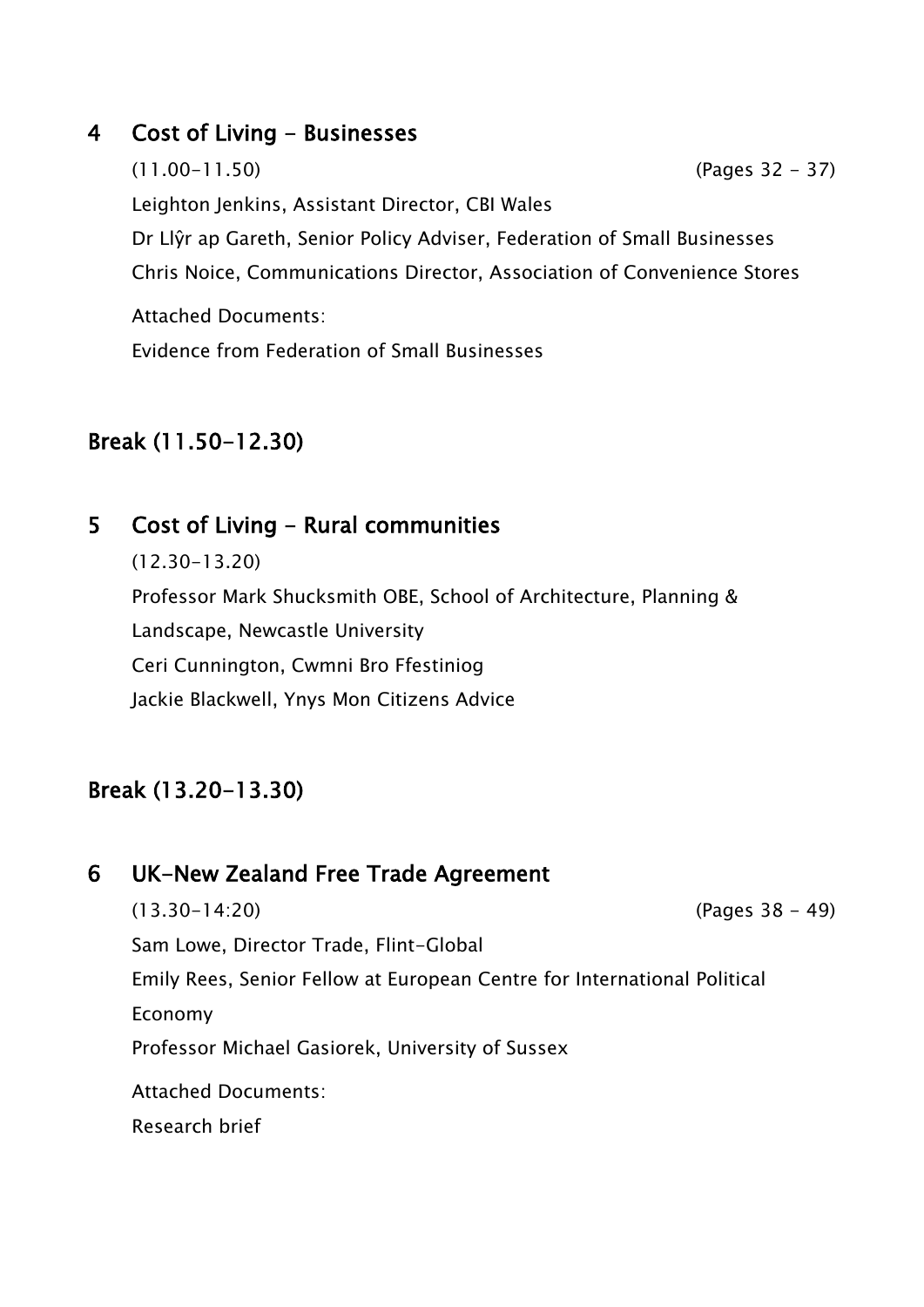## 4 Cost of Living - Businesses

(11.00-11.50) (Pages 32 - 37)

Leighton Jenkins, Assistant Director, CBI Wales

Dr Llŷr ap Gareth, Senior Policy Adviser, Federation of Small Businesses

Chris Noice, Communications Director, Association of Convenience Stores

Attached Documents:

Evidence from Federation of Small Businesses

## Break (11.50-12.30)

## 5 Cost of Living - Rural communities

(12.30-13.20)

Professor Mark Shucksmith OBE, School of Architecture, Planning & Landscape, Newcastle University

Ceri Cunnington, Cwmni Bro Ffestiniog

Jackie Blackwell, Ynys Mon Citizens Advice

## Break (13.20-13.30)

## 6 UK-New Zealand Free Trade Agreement

(13.30-14:20) (Pages 38 - 49)

Sam Lowe, Director Trade, Flint-Global

Emily Rees, Senior Fellow at European Centre for International Political Economy

Professor Michael Gasiorek, University of Sussex

Attached Documents:

Research brief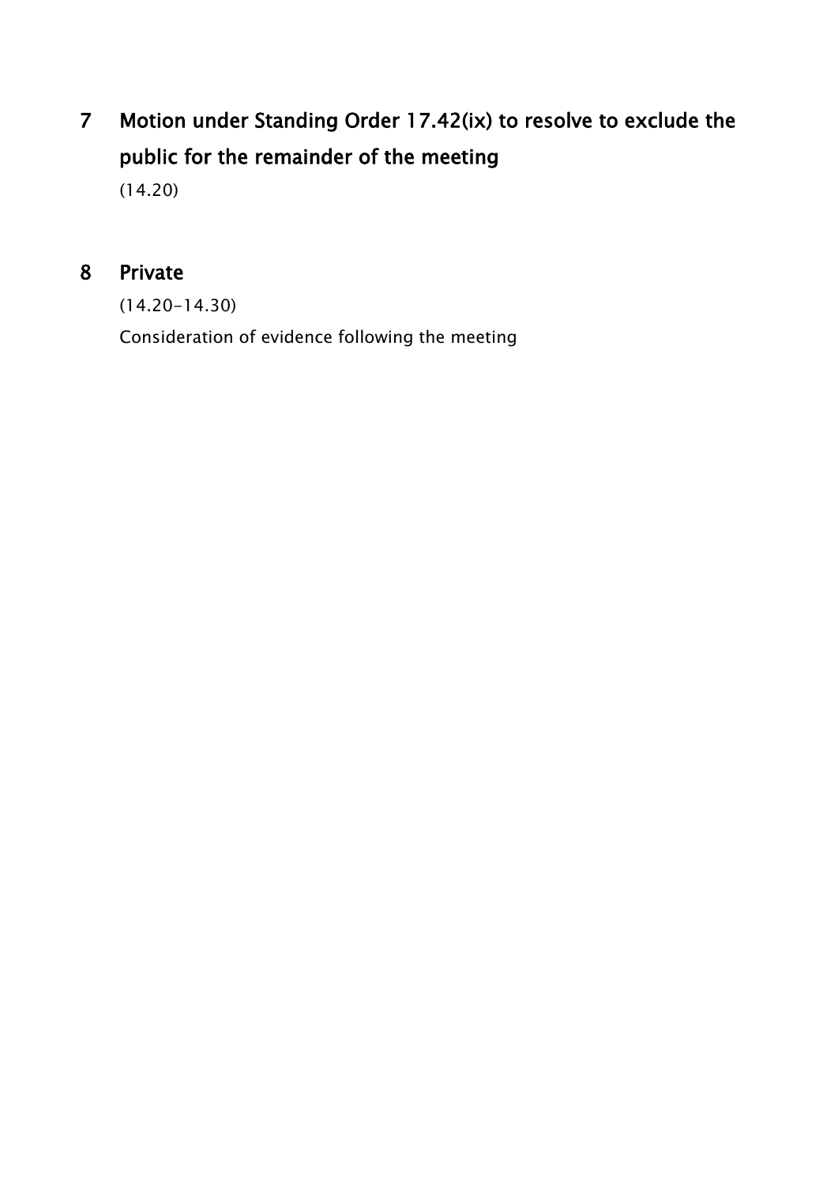## 7 Motion under Standing Order 17.42(ix) to resolve to exclude the public for the remainder of the meeting

(14.20)

## 8 Private

(14.20-14.30)

Consideration of evidence following the meeting